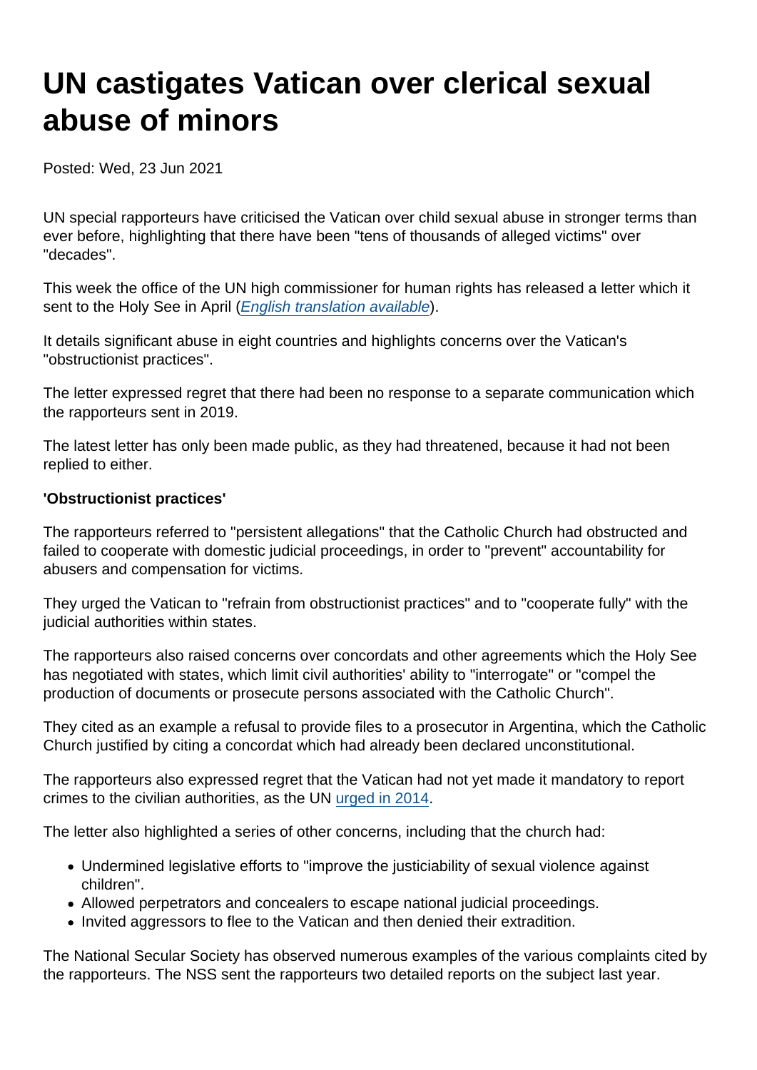# UN castigates Vatican over clerical sexual abuse of minors

Posted: Wed, 23 Jun 2021

UN special rapporteurs have criticised the Vatican over child sexual abuse in stronger terms than ever before, highlighting that there have been "tens of thousands of alleged victims" over "decades".

This week the office of the UN high commissioner for human rights has released a letter which it sent to the Holy See in April (*English translation available*).

It details significant abuse in eight countries and highlights concerns over the Vatican's "obstructionist practices".

The letter expressed regret that there had been no response to a separate communication which the rapporteurs sent in 2019.

The latest letter has only been made public, as they had threatened, because it had not been replied to either.

**'Obstructionist practices'**

The rapporteurs referred to "persistent allegations" that the Catholic Church had obstructed and failed to cooperate with domestic judicial proceedings, in order to "prevent" accountability for abusers and compensation for victims.

They urged the Vatican to "refrain from obstructionist practices" and to "cooperate fully" with the judicial authorities within states.

The rapporteurs also raised concerns over concordats and other agreements which the Holy See has negotiated with states, which limit civil authorities' ability to "interrogate" or "compel the production of documents or prosecute persons associated with the Catholic Church".

They cited as an example a refusal to provide files to a prosecutor in Argentina, which the Catholic Church justified by citing a concordat which had already been declared unconstitutional.

The rapporteurs also expressed regret that the Vatican had not yet made it mandatory to report crimes to the civilian authorities, as the UN urged in 2014.

The letter also highlighted a series of other concerns, including that the church had:

- Undermined legislative efforts to "improve the justiciability of sexual violence against children".
- Allowed perpetrators and concealers to escape national judicial proceedings.
- Invited aggressors to flee to the Vatican and then denied their extradition.

The National Secular Society has observed numerous examples of the various complaints cited by the rapporteurs. The NSS sent the rapporteurs two detailed reports on the subject last year.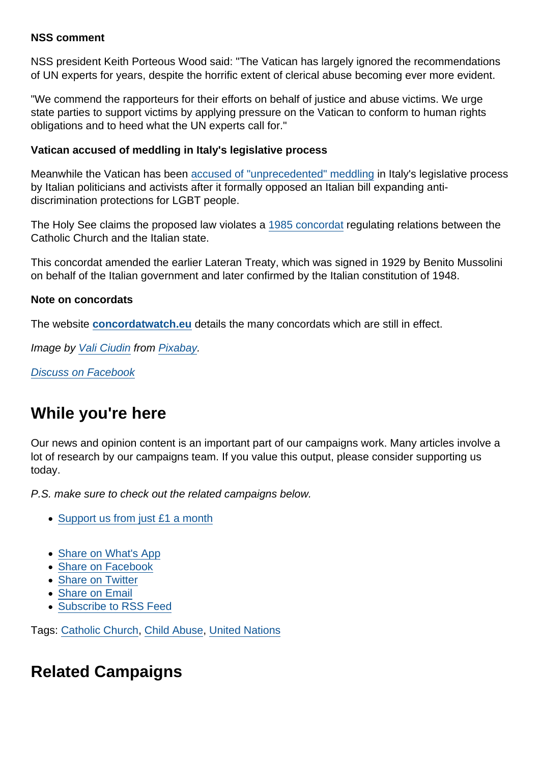**NSS comment**

NSS president Keith Porteous Wood said: "The Vatican has largely ignored the recommendations of UN experts for years, despite the horrific extent of clerical abuse becoming ever more evident.

"We commend the rapporteurs for their efforts on behalf of justice and abuse victims. We urge state parties to support victims by applying pressure on the Vatican to conform to human rights obligations and to heed what the UN experts call for."

**Vatican accused of meddling in Italy's legislative process**

Meanwhile the Vatican has been accused of "unprecedented" meddling in Italy's legislative process by Italian politicians and activists after it formally opposed an Italian bill expanding anti-discrimination protections for LGBT people.

The Holy See claims the proposed law violates a 1985 concordat regulating relations between the Catholic Church and the Italian state.

This concordat amended the earlier Lateran Treaty, which was signed in 1929 by Benito Mussolini on behalf of the Italian government and later confirmed by the Italian constitution of 1948.

**Note on concordats**

The website **concordatwatch.eu** details the many concordats which are still in effect.

*Image by Vali Ciudin from Pixabay.*

*Discuss on Facebook*

## While you're here

Our news and opinion content is an important part of our campaigns work. Many articles involve a lot of research by our campaigns team. If you value this output, please consider supporting us today.

*P.S. make sure to check out the related campaigns below.*

- Support us from just £1 a month

- Share on What's App
- Share on Facebook
- Share on Twitter
- Share on Email
- Subscribe to RSS Feed

Tags: Catholic Church, Child Abuse, United Nations

## Related Campaigns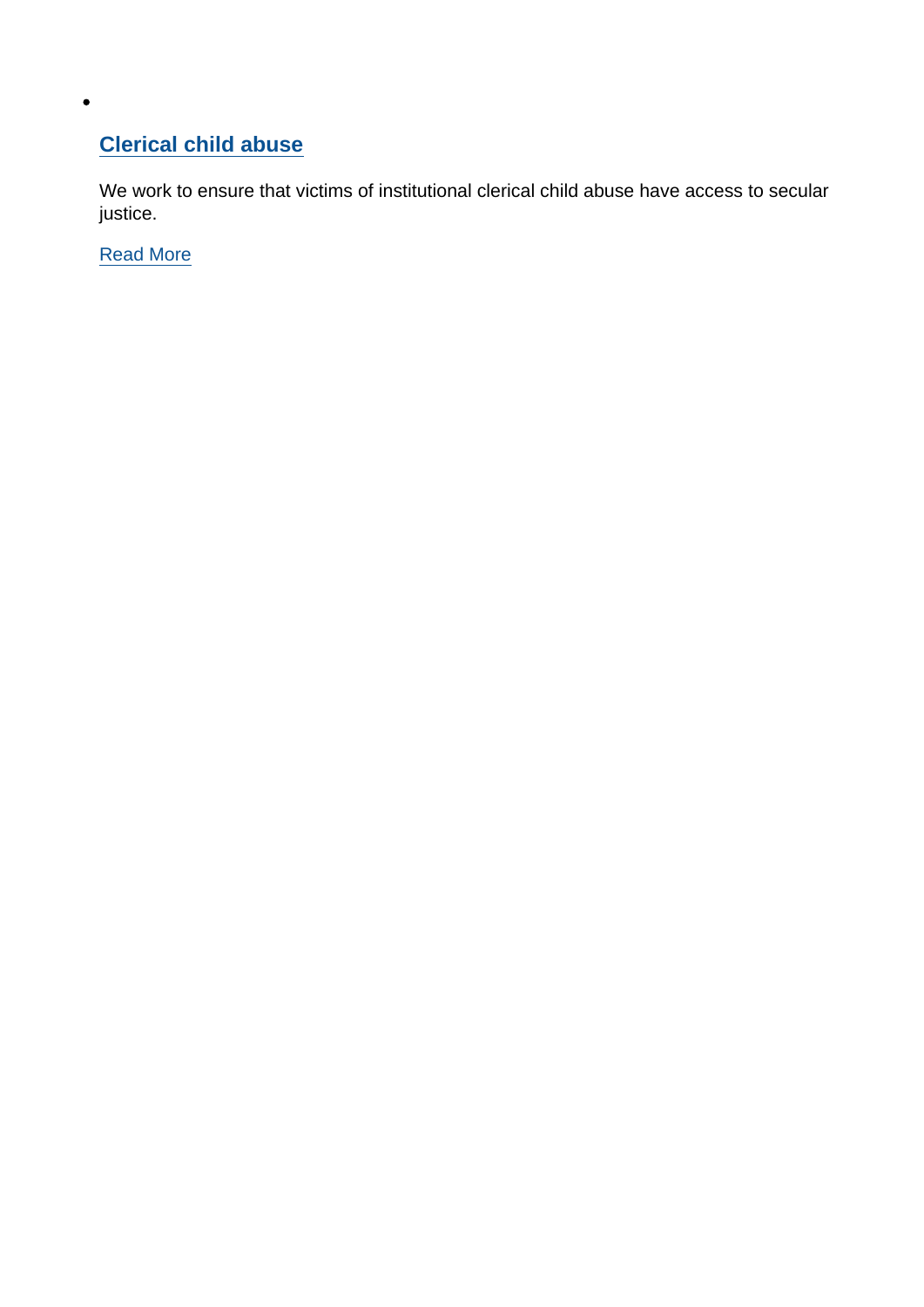- ### Clerical child abuse

  We work to ensure that victims of institutional clerical child abuse have access to secular justice.

  Read More